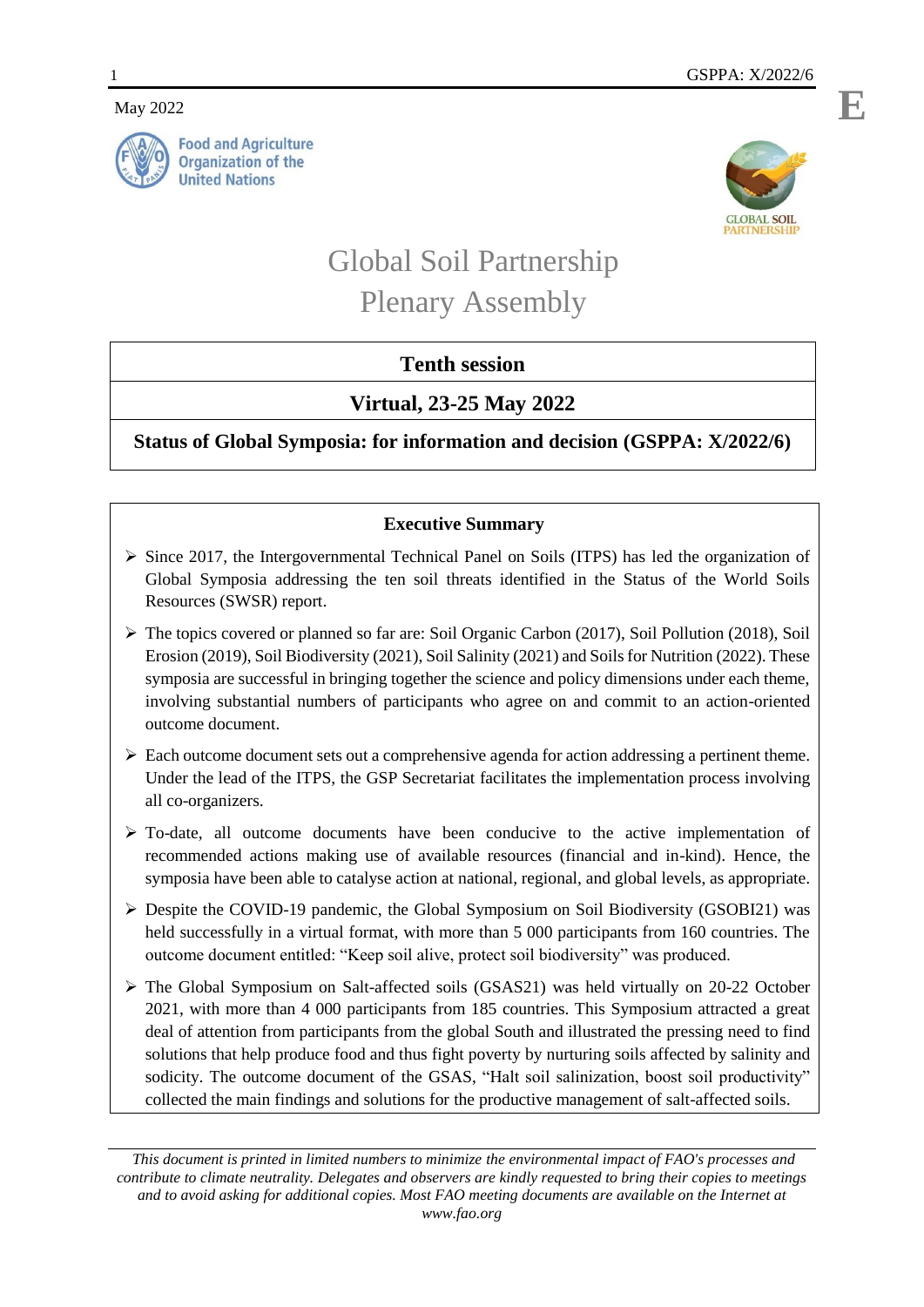May 2022

Food and Agriculture Organization of the United Nations

GLOBAL SOIL PARTNERSHIP

# Global Soil Partnership Plenary Assembly

## Tenth session

## Virtual, 23-25 May 2022

## Status of Global Symposia: for information and decision (GSPPA: X/2022/6)

### Executive Summary

- Since 2017, the Intergovernmental Technical Panel on Soils (ITPS) has led the organization of Global Symposia addressing the ten soil threats identified in the Status of the World Soils Resources (SWSR) report.
- The topics covered or planned so far are: Soil Organic Carbon (2017), Soil Pollution (2018), Soil Erosion (2019), Soil Biodiversity (2021), Soil Salinity (2021) and Soils for Nutrition (2022). These symposia are successful in bringing together the science and policy dimensions under each theme, involving substantial numbers of participants who agree on and commit to an action-oriented outcome document.
- Each outcome document sets out a comprehensive agenda for action addressing a pertinent theme. Under the lead of the ITPS, the GSP Secretariat facilitates the implementation process involving all co-organizers.
- To-date, all outcome documents have been conducive to the active implementation of recommended actions making use of available resources (financial and in-kind). Hence, the symposia have been able to catalyse action at national, regional, and global levels, as appropriate.
- Despite the COVID-19 pandemic, the Global Symposium on Soil Biodiversity (GSOBI21) was held successfully in a virtual format, with more than 5 000 participants from 160 countries. The outcome document entitled: "Keep soil alive, protect soil biodiversity" was produced.
- The Global Symposium on Salt-affected soils (GSAS21) was held virtually on 20-22 October 2021, with more than 4 000 participants from 185 countries. This Symposium attracted a great deal of attention from participants from the global South and illustrated the pressing need to find solutions that help produce food and thus fight poverty by nurturing soils affected by salinity and sodicity. The outcome document of the GSAS, "Halt soil salinization, boost soil productivity" collected the main findings and solutions for the productive management of salt-affected soils.

*This document is printed in limited numbers to minimize the environmental impact of FAO's processes and contribute to climate neutrality. Delegates and observers are kindly requested to bring their copies to meetings and to avoid asking for additional copies. Most FAO meeting documents are available on the Internet at www.fao.org*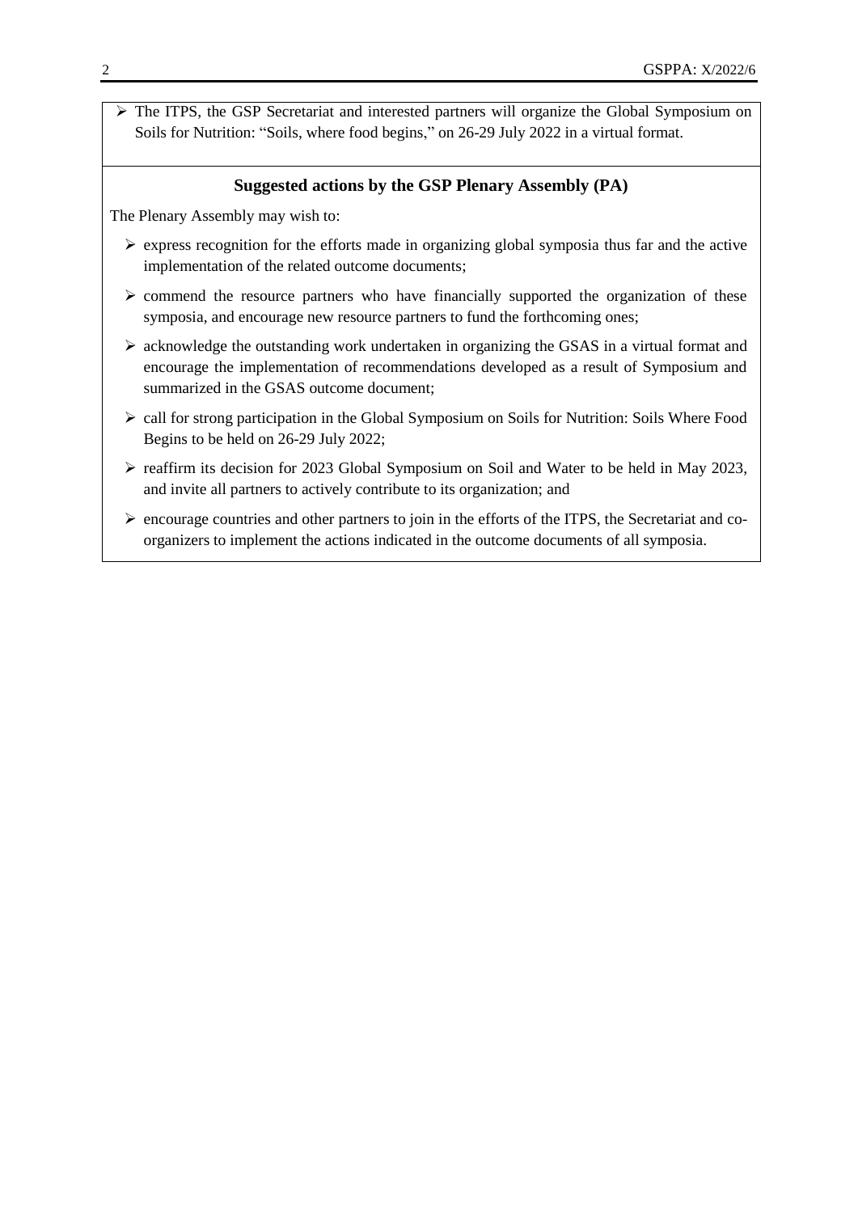- The ITPS, the GSP Secretariat and interested partners will organize the Global Symposium on Soils for Nutrition: "Soils, where food begins," on 26-29 July 2022 in a virtual format.

**Suggested actions by the GSP Plenary Assembly (PA)**

The Plenary Assembly may wish to:

- express recognition for the efforts made in organizing global symposia thus far and the active implementation of the related outcome documents;
- commend the resource partners who have financially supported the organization of these symposia, and encourage new resource partners to fund the forthcoming ones;
- acknowledge the outstanding work undertaken in organizing the GSAS in a virtual format and encourage the implementation of recommendations developed as a result of Symposium and summarized in the GSAS outcome document;
- call for strong participation in the Global Symposium on Soils for Nutrition: Soils Where Food Begins to be held on 26-29 July 2022;
- reaffirm its decision for 2023 Global Symposium on Soil and Water to be held in May 2023, and invite all partners to actively contribute to its organization; and
- encourage countries and other partners to join in the efforts of the ITPS, the Secretariat and co-organizers to implement the actions indicated in the outcome documents of all symposia.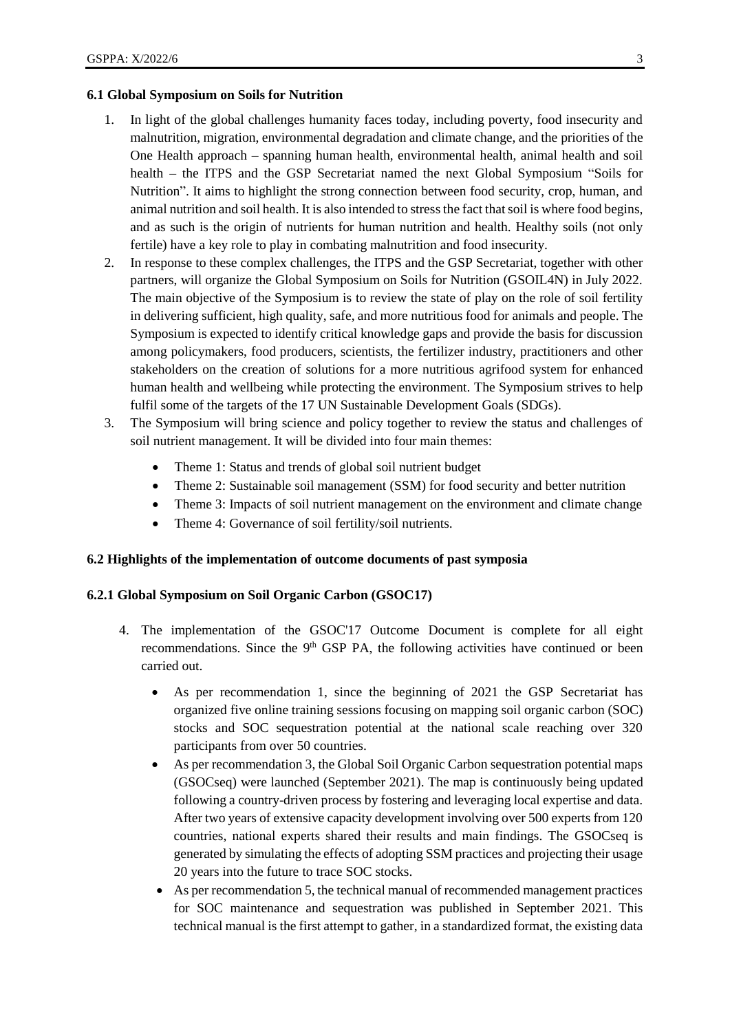### 6.1 Global Symposium on Soils for Nutrition

1. In light of the global challenges humanity faces today, including poverty, food insecurity and malnutrition, migration, environmental degradation and climate change, and the priorities of the One Health approach – spanning human health, environmental health, animal health and soil health – the ITPS and the GSP Secretariat named the next Global Symposium "Soils for Nutrition". It aims to highlight the strong connection between food security, crop, human, and animal nutrition and soil health. It is also intended to stress the fact that soil is where food begins, and as such is the origin of nutrients for human nutrition and health. Healthy soils (not only fertile) have a key role to play in combating malnutrition and food insecurity.
2. In response to these complex challenges, the ITPS and the GSP Secretariat, together with other partners, will organize the Global Symposium on Soils for Nutrition (GSOIL4N) in July 2022. The main objective of the Symposium is to review the state of play on the role of soil fertility in delivering sufficient, high quality, safe, and more nutritious food for animals and people. The Symposium is expected to identify critical knowledge gaps and provide the basis for discussion among policymakers, food producers, scientists, the fertilizer industry, practitioners and other stakeholders on the creation of solutions for a more nutritious agrifood system for enhanced human health and wellbeing while protecting the environment. The Symposium strives to help fulfil some of the targets of the 17 UN Sustainable Development Goals (SDGs).
3. The Symposium will bring science and policy together to review the status and challenges of soil nutrient management. It will be divided into four main themes:
   - Theme 1: Status and trends of global soil nutrient budget
   - Theme 2: Sustainable soil management (SSM) for food security and better nutrition
   - Theme 3: Impacts of soil nutrient management on the environment and climate change
   - Theme 4: Governance of soil fertility/soil nutrients.

### 6.2 Highlights of the implementation of outcome documents of past symposia

#### 6.2.1 Global Symposium on Soil Organic Carbon (GSOC17)

4. The implementation of the GSOC'17 Outcome Document is complete for all eight recommendations. Since the 9th GSP PA, the following activities have continued or been carried out.
   - As per recommendation 1, since the beginning of 2021 the GSP Secretariat has organized five online training sessions focusing on mapping soil organic carbon (SOC) stocks and SOC sequestration potential at the national scale reaching over 320 participants from over 50 countries.
   - As per recommendation 3, the Global Soil Organic Carbon sequestration potential maps (GSOCseq) were launched (September 2021). The map is continuously being updated following a country-driven process by fostering and leveraging local expertise and data. After two years of extensive capacity development involving over 500 experts from 120 countries, national experts shared their results and main findings. The GSOCseq is generated by simulating the effects of adopting SSM practices and projecting their usage 20 years into the future to trace SOC stocks.
   - As per recommendation 5, the technical manual of recommended management practices for SOC maintenance and sequestration was published in September 2021. This technical manual is the first attempt to gather, in a standardized format, the existing data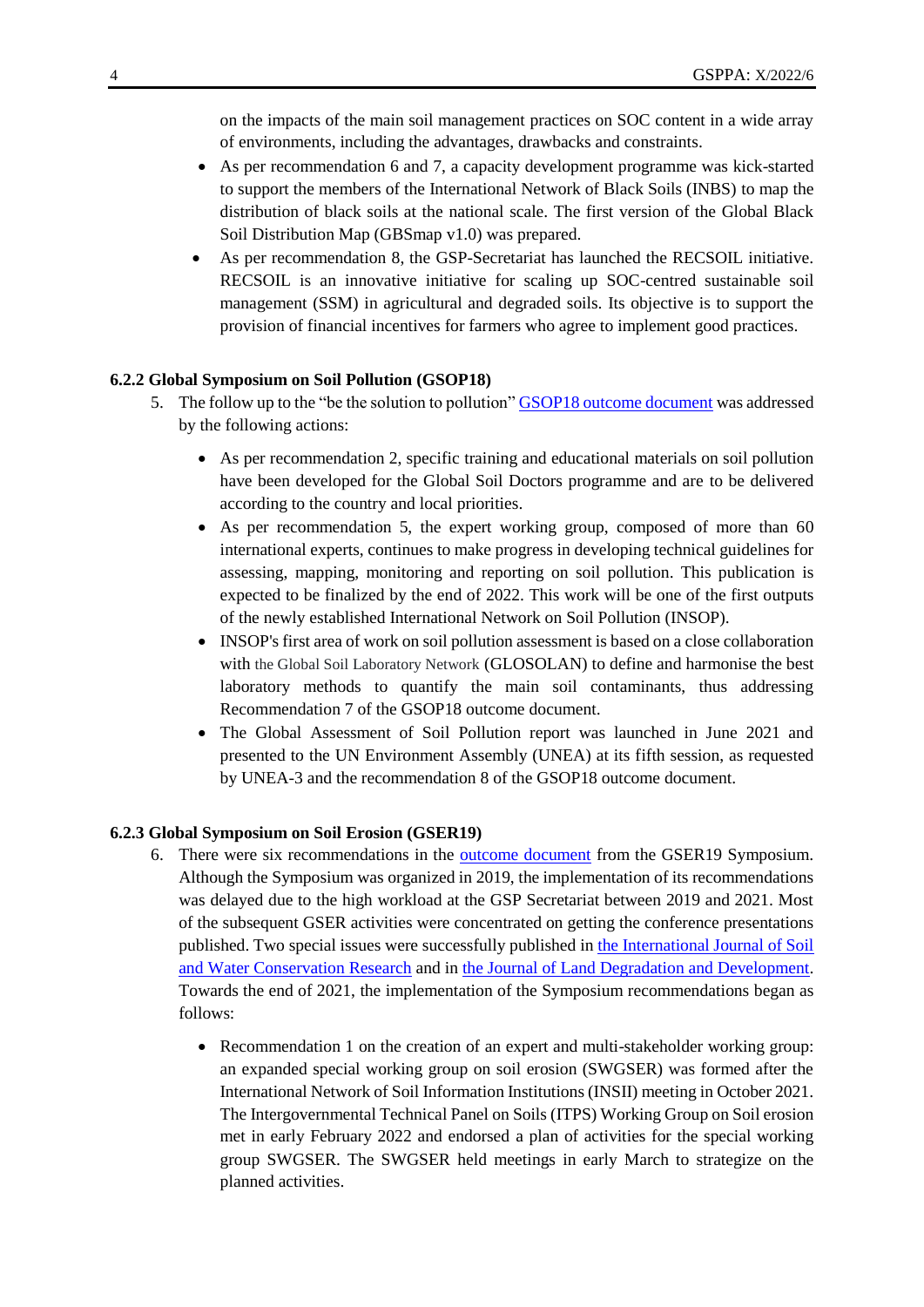on the impacts of the main soil management practices on SOC content in a wide array of environments, including the advantages, drawbacks and constraints.

- As per recommendation 6 and 7, a capacity development programme was kick-started to support the members of the International Network of Black Soils (INBS) to map the distribution of black soils at the national scale. The first version of the Global Black Soil Distribution Map (GBSmap v1.0) was prepared.
- As per recommendation 8, the GSP-Secretariat has launched the RECSOIL initiative. RECSOIL is an innovative initiative for scaling up SOC-centred sustainable soil management (SSM) in agricultural and degraded soils. Its objective is to support the provision of financial incentives for farmers who agree to implement good practices.

### 6.2.2 Global Symposium on Soil Pollution (GSOP18)

5. The follow up to the "be the solution to pollution" GSOP18 outcome document was addressed by the following actions:

- As per recommendation 2, specific training and educational materials on soil pollution have been developed for the Global Soil Doctors programme and are to be delivered according to the country and local priorities.
- As per recommendation 5, the expert working group, composed of more than 60 international experts, continues to make progress in developing technical guidelines for assessing, mapping, monitoring and reporting on soil pollution. This publication is expected to be finalized by the end of 2022. This work will be one of the first outputs of the newly established International Network on Soil Pollution (INSOP).
- INSOP's first area of work on soil pollution assessment is based on a close collaboration with the Global Soil Laboratory Network (GLOSOLAN) to define and harmonise the best laboratory methods to quantify the main soil contaminants, thus addressing Recommendation 7 of the GSOP18 outcome document.
- The Global Assessment of Soil Pollution report was launched in June 2021 and presented to the UN Environment Assembly (UNEA) at its fifth session, as requested by UNEA-3 and the recommendation 8 of the GSOP18 outcome document.

### 6.2.3 Global Symposium on Soil Erosion (GSER19)

6. There were six recommendations in the outcome document from the GSER19 Symposium. Although the Symposium was organized in 2019, the implementation of its recommendations was delayed due to the high workload at the GSP Secretariat between 2019 and 2021. Most of the subsequent GSER activities were concentrated on getting the conference presentations published. Two special issues were successfully published in the International Journal of Soil and Water Conservation Research and in the Journal of Land Degradation and Development. Towards the end of 2021, the implementation of the Symposium recommendations began as follows:

- Recommendation 1 on the creation of an expert and multi-stakeholder working group: an expanded special working group on soil erosion (SWGSER) was formed after the International Network of Soil Information Institutions (INSII) meeting in October 2021. The Intergovernmental Technical Panel on Soils (ITPS) Working Group on Soil erosion met in early February 2022 and endorsed a plan of activities for the special working group SWGSER. The SWGSER held meetings in early March to strategize on the planned activities.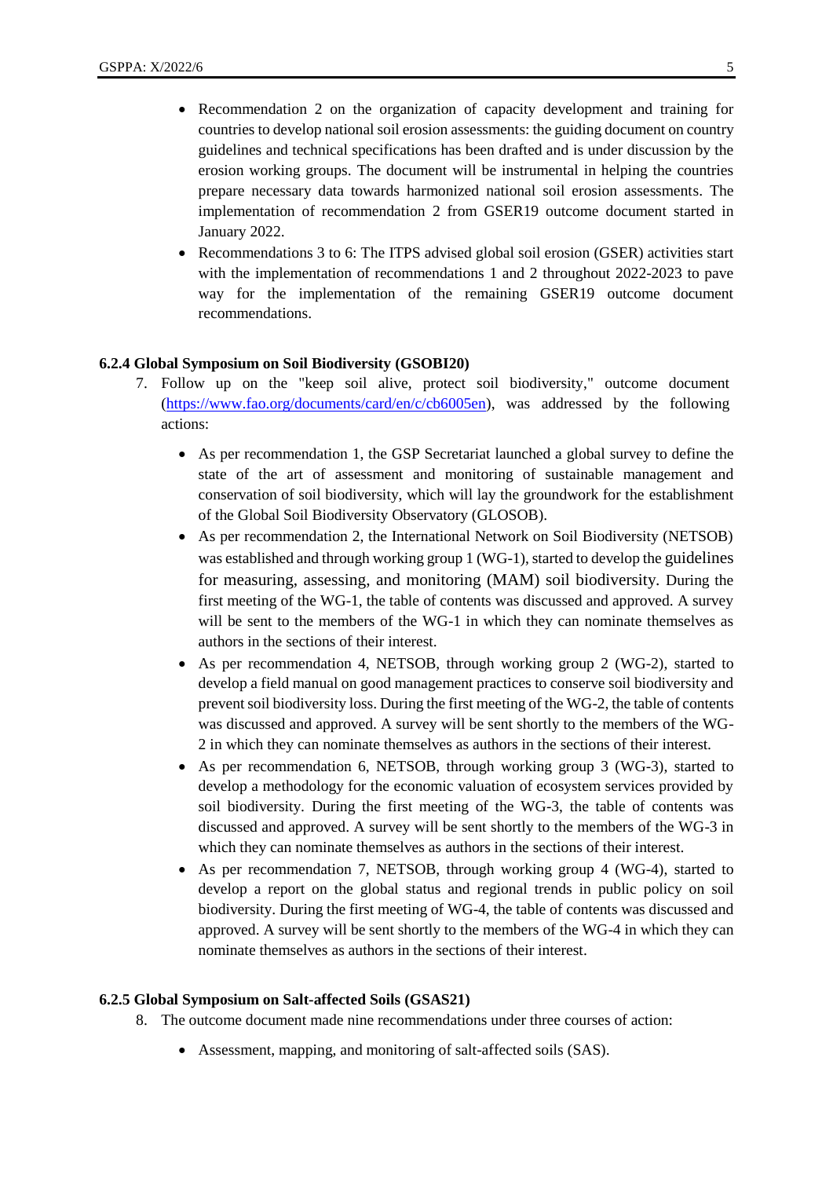- Recommendation 2 on the organization of capacity development and training for countries to develop national soil erosion assessments: the guiding document on country guidelines and technical specifications has been drafted and is under discussion by the erosion working groups. The document will be instrumental in helping the countries prepare necessary data towards harmonized national soil erosion assessments. The implementation of recommendation 2 from GSER19 outcome document started in January 2022.
- Recommendations 3 to 6: The ITPS advised global soil erosion (GSER) activities start with the implementation of recommendations 1 and 2 throughout 2022-2023 to pave way for the implementation of the remaining GSER19 outcome document recommendations.

#### 6.2.4 Global Symposium on Soil Biodiversity (GSOBI20)

7. Follow up on the "keep soil alive, protect soil biodiversity," outcome document (https://www.fao.org/documents/card/en/c/cb6005en), was addressed by the following actions:

   - As per recommendation 1, the GSP Secretariat launched a global survey to define the state of the art of assessment and monitoring of sustainable management and conservation of soil biodiversity, which will lay the groundwork for the establishment of the Global Soil Biodiversity Observatory (GLOSOB).
   - As per recommendation 2, the International Network on Soil Biodiversity (NETSOB) was established and through working group 1 (WG-1), started to develop the guidelines for measuring, assessing, and monitoring (MAM) soil biodiversity. During the first meeting of the WG-1, the table of contents was discussed and approved. A survey will be sent to the members of the WG-1 in which they can nominate themselves as authors in the sections of their interest.
   - As per recommendation 4, NETSOB, through working group 2 (WG-2), started to develop a field manual on good management practices to conserve soil biodiversity and prevent soil biodiversity loss. During the first meeting of the WG-2, the table of contents was discussed and approved. A survey will be sent shortly to the members of the WG-2 in which they can nominate themselves as authors in the sections of their interest.
   - As per recommendation 6, NETSOB, through working group 3 (WG-3), started to develop a methodology for the economic valuation of ecosystem services provided by soil biodiversity. During the first meeting of the WG-3, the table of contents was discussed and approved. A survey will be sent shortly to the members of the WG-3 in which they can nominate themselves as authors in the sections of their interest.
   - As per recommendation 7, NETSOB, through working group 4 (WG-4), started to develop a report on the global status and regional trends in public policy on soil biodiversity. During the first meeting of WG-4, the table of contents was discussed and approved. A survey will be sent shortly to the members of the WG-4 in which they can nominate themselves as authors in the sections of their interest.

#### 6.2.5 Global Symposium on Salt-affected Soils (GSAS21)

8. The outcome document made nine recommendations under three courses of action:

   - Assessment, mapping, and monitoring of salt-affected soils (SAS).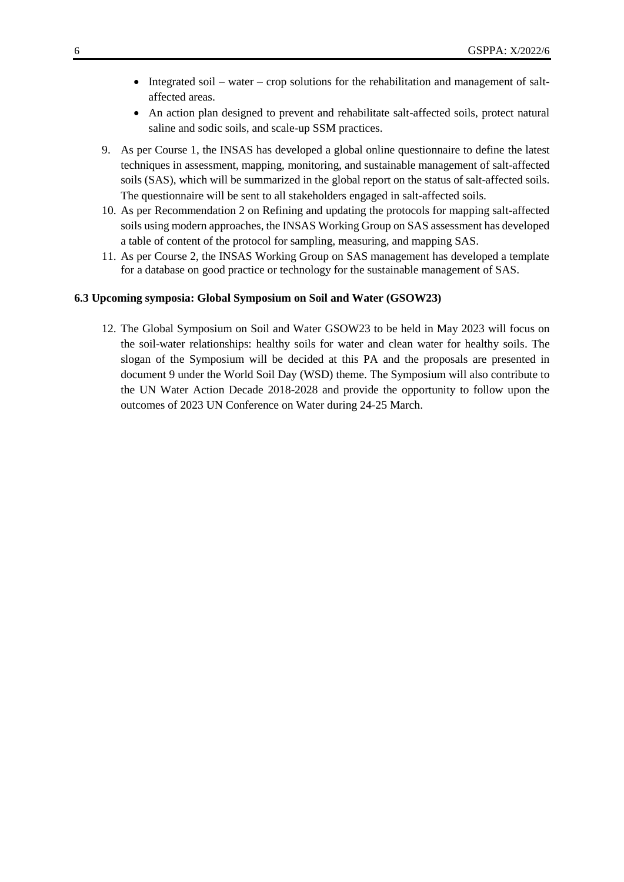- Integrated soil – water – crop solutions for the rehabilitation and management of salt-affected areas.
- An action plan designed to prevent and rehabilitate salt-affected soils, protect natural saline and sodic soils, and scale-up SSM practices.

9. As per Course 1, the INSAS has developed a global online questionnaire to define the latest techniques in assessment, mapping, monitoring, and sustainable management of salt-affected soils (SAS), which will be summarized in the global report on the status of salt-affected soils. The questionnaire will be sent to all stakeholders engaged in salt-affected soils.
10. As per Recommendation 2 on Refining and updating the protocols for mapping salt-affected soils using modern approaches, the INSAS Working Group on SAS assessment has developed a table of content of the protocol for sampling, measuring, and mapping SAS.
11. As per Course 2, the INSAS Working Group on SAS management has developed a template for a database on good practice or technology for the sustainable management of SAS.

### 6.3 Upcoming symposia: Global Symposium on Soil and Water (GSOW23)

12. The Global Symposium on Soil and Water GSOW23 to be held in May 2023 will focus on the soil-water relationships: healthy soils for water and clean water for healthy soils. The slogan of the Symposium will be decided at this PA and the proposals are presented in document 9 under the World Soil Day (WSD) theme. The Symposium will also contribute to the UN Water Action Decade 2018-2028 and provide the opportunity to follow upon the outcomes of 2023 UN Conference on Water during 24-25 March.